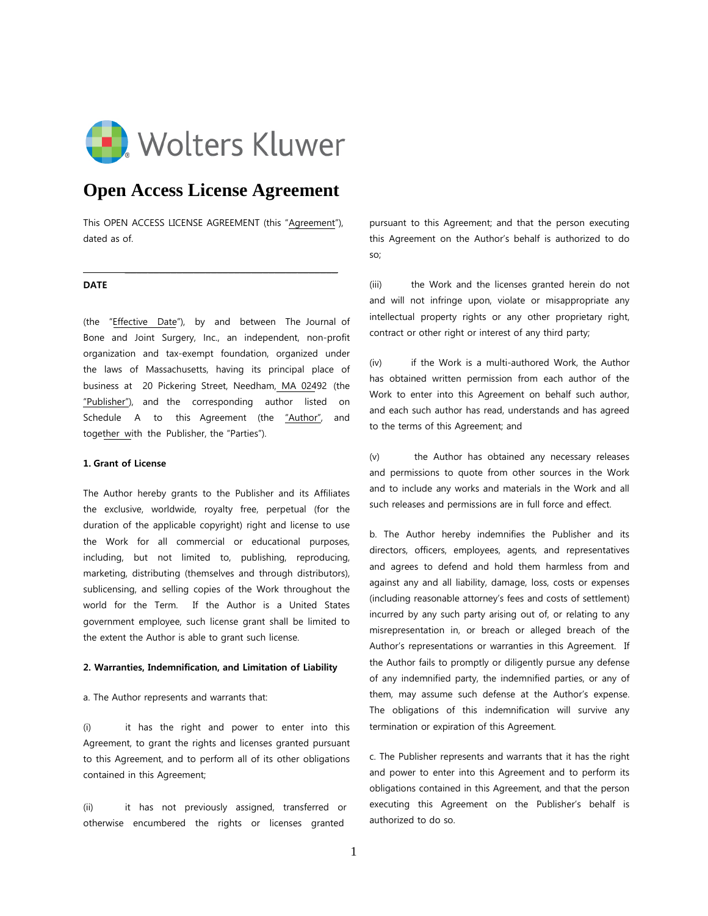Wolters Kluwer

# Open Access License Agreement

This OPEN ACCESS LICENSE AGREEMENT (this "Agreement"), dated as of.

______________________________________

**DATE**

(the "Effective Date"), by and between The Journal of Bone and Joint Surgery, Inc., an independent, non-profit organization and tax-exempt foundation, organized under the laws of Massachusetts, having its principal place of business at 20 Pickering Street, Needham, MA 02492 (the "Publisher"), and the corresponding author listed on Schedule A to this Agreement (the "Author", and together with the Publisher, the "Parties").

**1. Grant of License**

The Author hereby grants to the Publisher and its Affiliates the exclusive, worldwide, royalty free, perpetual (for the duration of the applicable copyright) right and license to use the Work for all commercial or educational purposes, including, but not limited to, publishing, reproducing, marketing, distributing (themselves and through distributors), sublicensing, and selling copies of the Work throughout the world for the Term. If the Author is a United States government employee, such license grant shall be limited to the extent the Author is able to grant such license.

**2. Warranties, Indemnification, and Limitation of Liability**

a. The Author represents and warrants that:

(i) it has the right and power to enter into this Agreement, to grant the rights and licenses granted pursuant to this Agreement, and to perform all of its other obligations contained in this Agreement;

(ii) it has not previously assigned, transferred or otherwise encumbered the rights or licenses granted pursuant to this Agreement; and that the person executing this Agreement on the Author's behalf is authorized to do so;

(iii) the Work and the licenses granted herein do not and will not infringe upon, violate or misappropriate any intellectual property rights or any other proprietary right, contract or other right or interest of any third party;

(iv) if the Work is a multi-authored Work, the Author has obtained written permission from each author of the Work to enter into this Agreement on behalf such author, and each such author has read, understands and has agreed to the terms of this Agreement; and

(v) the Author has obtained any necessary releases and permissions to quote from other sources in the Work and to include any works and materials in the Work and all such releases and permissions are in full force and effect.

b. The Author hereby indemnifies the Publisher and its directors, officers, employees, agents, and representatives and agrees to defend and hold them harmless from and against any and all liability, damage, loss, costs or expenses (including reasonable attorney's fees and costs of settlement) incurred by any such party arising out of, or relating to any misrepresentation in, or breach or alleged breach of the Author's representations or warranties in this Agreement. If the Author fails to promptly or diligently pursue any defense of any indemnified party, the indemnified parties, or any of them, may assume such defense at the Author's expense. The obligations of this indemnification will survive any termination or expiration of this Agreement.

c. The Publisher represents and warrants that it has the right and power to enter into this Agreement and to perform its obligations contained in this Agreement, and that the person executing this Agreement on the Publisher's behalf is authorized to do so.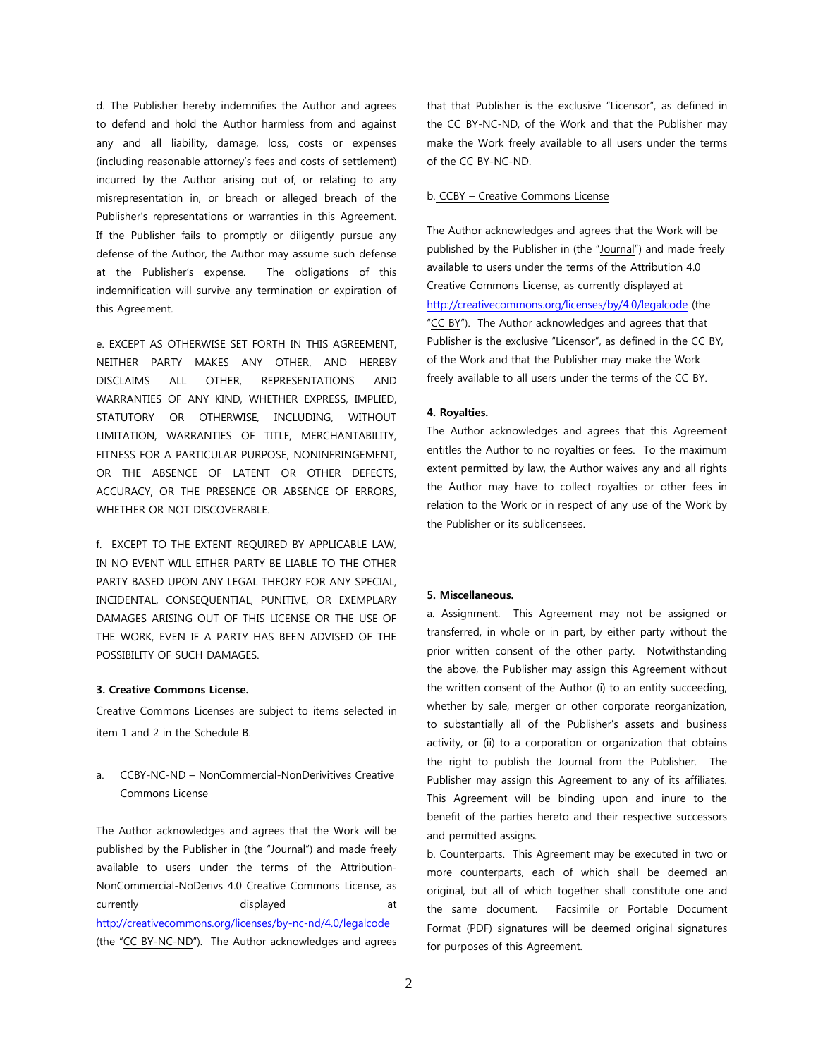d. The Publisher hereby indemnifies the Author and agrees to defend and hold the Author harmless from and against any and all liability, damage, loss, costs or expenses (including reasonable attorney's fees and costs of settlement) incurred by the Author arising out of, or relating to any misrepresentation in, or breach or alleged breach of the Publisher's representations or warranties in this Agreement. If the Publisher fails to promptly or diligently pursue any defense of the Author, the Author may assume such defense at the Publisher's expense. The obligations of this indemnification will survive any termination or expiration of this Agreement.

e. EXCEPT AS OTHERWISE SET FORTH IN THIS AGREEMENT, NEITHER PARTY MAKES ANY OTHER, AND HEREBY DISCLAIMS ALL OTHER, REPRESENTATIONS AND WARRANTIES OF ANY KIND, WHETHER EXPRESS, IMPLIED, STATUTORY OR OTHERWISE, INCLUDING, WITHOUT LIMITATION, WARRANTIES OF TITLE, MERCHANTABILITY, FITNESS FOR A PARTICULAR PURPOSE, NONINFRINGEMENT, OR THE ABSENCE OF LATENT OR OTHER DEFECTS, ACCURACY, OR THE PRESENCE OR ABSENCE OF ERRORS, WHETHER OR NOT DISCOVERABLE.

f. EXCEPT TO THE EXTENT REQUIRED BY APPLICABLE LAW, IN NO EVENT WILL EITHER PARTY BE LIABLE TO THE OTHER PARTY BASED UPON ANY LEGAL THEORY FOR ANY SPECIAL, INCIDENTAL, CONSEQUENTIAL, PUNITIVE, OR EXEMPLARY DAMAGES ARISING OUT OF THIS LICENSE OR THE USE OF THE WORK, EVEN IF A PARTY HAS BEEN ADVISED OF THE POSSIBILITY OF SUCH DAMAGES.

**3. Creative Commons License.**

Creative Commons Licenses are subject to items selected in item 1 and 2 in the Schedule B.

a. CCBY-NC-ND – NonCommercial-NonDerivitives Creative Commons License

The Author acknowledges and agrees that the Work will be published by the Publisher in (the "Journal") and made freely available to users under the terms of the Attribution-NonCommercial-NoDerivs 4.0 Creative Commons License, as currently displayed at http://creativecommons.org/licenses/by-nc-nd/4.0/legalcode (the "CC BY-NC-ND"). The Author acknowledges and agrees that that Publisher is the exclusive "Licensor", as defined in the CC BY-NC-ND, of the Work and that the Publisher may make the Work freely available to all users under the terms of the CC BY-NC-ND.

b. CCBY – Creative Commons License

The Author acknowledges and agrees that the Work will be published by the Publisher in (the "Journal") and made freely available to users under the terms of the Attribution 4.0 Creative Commons License, as currently displayed at http://creativecommons.org/licenses/by/4.0/legalcode (the "CC BY"). The Author acknowledges and agrees that that Publisher is the exclusive "Licensor", as defined in the CC BY, of the Work and that the Publisher may make the Work freely available to all users under the terms of the CC BY.

**4. Royalties.**

The Author acknowledges and agrees that this Agreement entitles the Author to no royalties or fees. To the maximum extent permitted by law, the Author waives any and all rights the Author may have to collect royalties or other fees in relation to the Work or in respect of any use of the Work by the Publisher or its sublicensees.

**5. Miscellaneous.**

a. Assignment. This Agreement may not be assigned or transferred, in whole or in part, by either party without the prior written consent of the other party. Notwithstanding the above, the Publisher may assign this Agreement without the written consent of the Author (i) to an entity succeeding, whether by sale, merger or other corporate reorganization, to substantially all of the Publisher's assets and business activity, or (ii) to a corporation or organization that obtains the right to publish the Journal from the Publisher. The Publisher may assign this Agreement to any of its affiliates. This Agreement will be binding upon and inure to the benefit of the parties hereto and their respective successors and permitted assigns.

b. Counterparts. This Agreement may be executed in two or more counterparts, each of which shall be deemed an original, but all of which together shall constitute one and the same document. Facsimile or Portable Document Format (PDF) signatures will be deemed original signatures for purposes of this Agreement.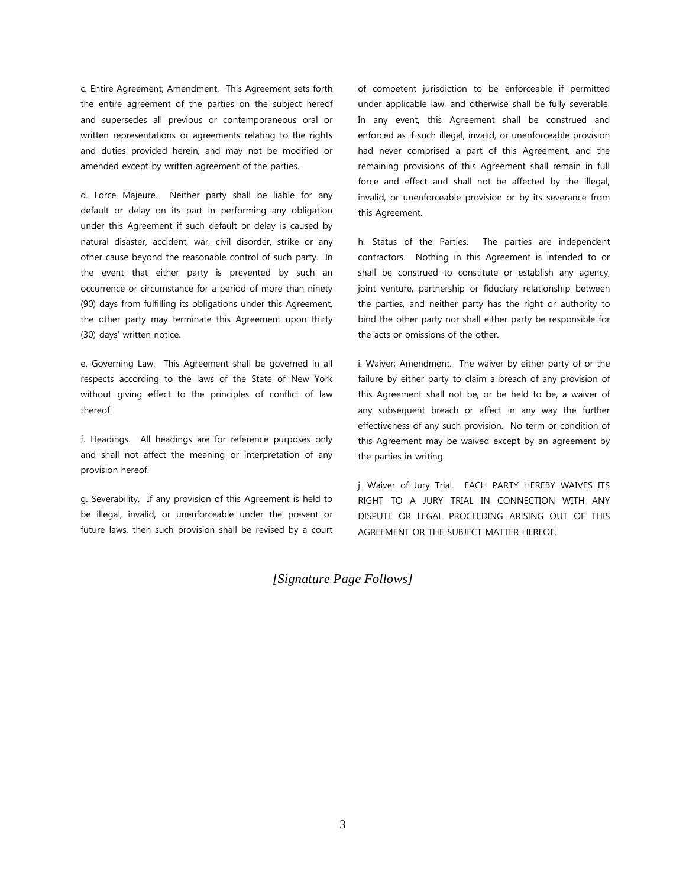c. Entire Agreement; Amendment. This Agreement sets forth the entire agreement of the parties on the subject hereof and supersedes all previous or contemporaneous oral or written representations or agreements relating to the rights and duties provided herein, and may not be modified or amended except by written agreement of the parties.

d. Force Majeure. Neither party shall be liable for any default or delay on its part in performing any obligation under this Agreement if such default or delay is caused by natural disaster, accident, war, civil disorder, strike or any other cause beyond the reasonable control of such party. In the event that either party is prevented by such an occurrence or circumstance for a period of more than ninety (90) days from fulfilling its obligations under this Agreement, the other party may terminate this Agreement upon thirty (30) days' written notice.

e. Governing Law. This Agreement shall be governed in all respects according to the laws of the State of New York without giving effect to the principles of conflict of law thereof.

f. Headings. All headings are for reference purposes only and shall not affect the meaning or interpretation of any provision hereof.

g. Severability. If any provision of this Agreement is held to be illegal, invalid, or unenforceable under the present or future laws, then such provision shall be revised by a court of competent jurisdiction to be enforceable if permitted under applicable law, and otherwise shall be fully severable. In any event, this Agreement shall be construed and enforced as if such illegal, invalid, or unenforceable provision had never comprised a part of this Agreement, and the remaining provisions of this Agreement shall remain in full force and effect and shall not be affected by the illegal, invalid, or unenforceable provision or by its severance from this Agreement.

h. Status of the Parties. The parties are independent contractors. Nothing in this Agreement is intended to or shall be construed to constitute or establish any agency, joint venture, partnership or fiduciary relationship between the parties, and neither party has the right or authority to bind the other party nor shall either party be responsible for the acts or omissions of the other.

i. Waiver; Amendment. The waiver by either party of or the failure by either party to claim a breach of any provision of this Agreement shall not be, or be held to be, a waiver of any subsequent breach or affect in any way the further effectiveness of any such provision. No term or condition of this Agreement may be waived except by an agreement by the parties in writing.

j. Waiver of Jury Trial. EACH PARTY HEREBY WAIVES ITS RIGHT TO A JURY TRIAL IN CONNECTION WITH ANY DISPUTE OR LEGAL PROCEEDING ARISING OUT OF THIS AGREEMENT OR THE SUBJECT MATTER HEREOF.

*[Signature Page Follows]*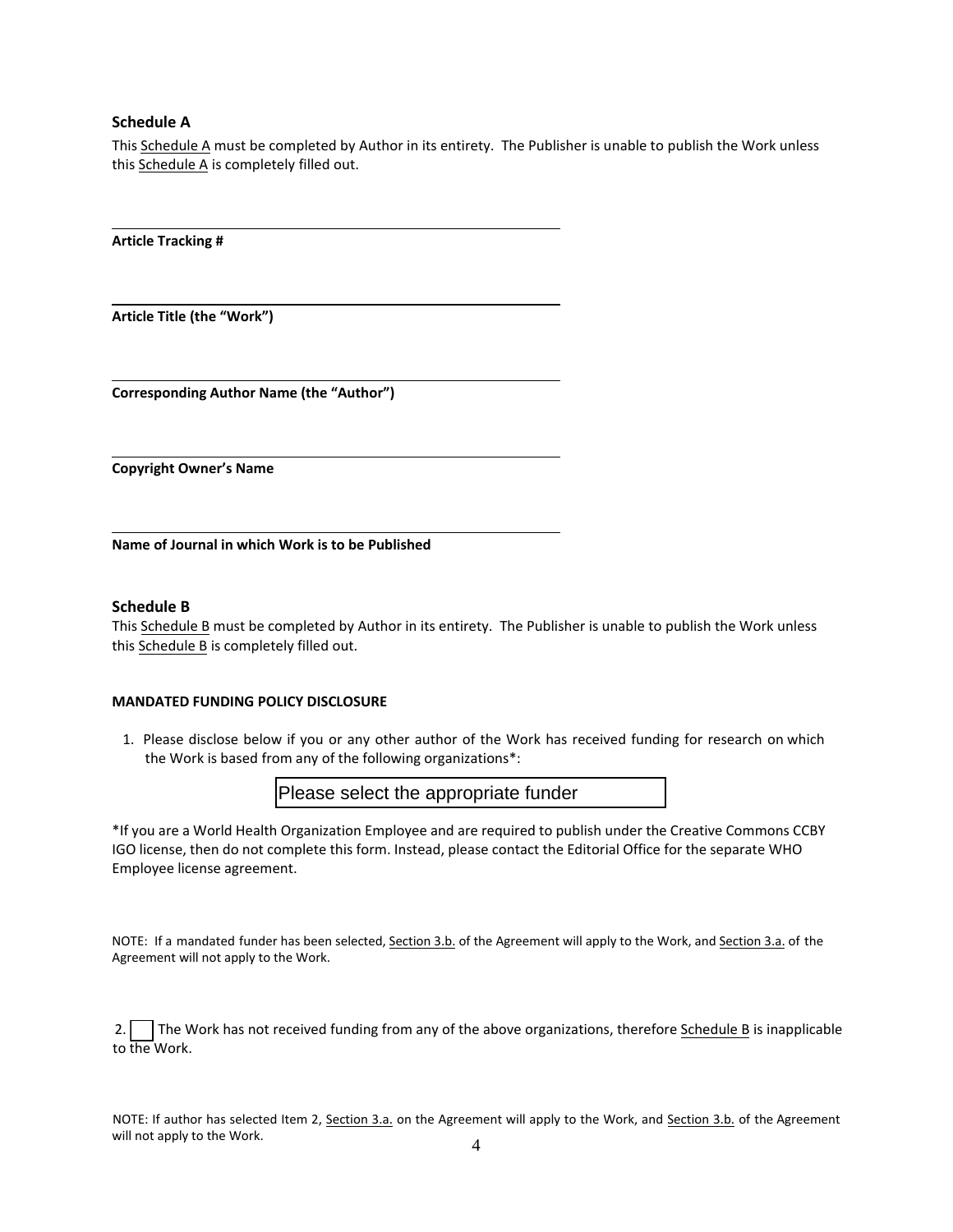## Schedule A

This Schedule A must be completed by Author in its entirety. The Publisher is unable to publish the Work unless this Schedule A is completely filled out.

\_\_\_\_\_\_\_\_\_\_\_\_\_\_\_\_\_\_\_\_\_\_\_\_\_\_\_\_\_\_\_\_\_\_\_\_\_\_\_\_

**Article Tracking #**

\_\_\_\_\_\_\_\_\_\_\_\_\_\_\_\_\_\_\_\_\_\_\_\_\_\_\_\_\_\_\_\_\_\_\_\_\_\_\_\_

**Article Title (the "Work")**

\_\_\_\_\_\_\_\_\_\_\_\_\_\_\_\_\_\_\_\_\_\_\_\_\_\_\_\_\_\_\_\_\_\_\_\_\_\_\_\_

**Corresponding Author Name (the "Author")**

\_\_\_\_\_\_\_\_\_\_\_\_\_\_\_\_\_\_\_\_\_\_\_\_\_\_\_\_\_\_\_\_\_\_\_\_\_\_\_\_

**Copyright Owner's Name**

\_\_\_\_\_\_\_\_\_\_\_\_\_\_\_\_\_\_\_\_\_\_\_\_\_\_\_\_\_\_\_\_\_\_\_\_\_\_\_\_

**Name of Journal in which Work is to be Published**

## Schedule B

This Schedule B must be completed by Author in its entirety. The Publisher is unable to publish the Work unless this Schedule B is completely filled out.

**MANDATED FUNDING POLICY DISCLOSURE**

1. Please disclose below if you or any other author of the Work has received funding for research on which the Work is based from any of the following organizations*:

   Please select the appropriate funder

*If you are a World Health Organization Employee and are required to publish under the Creative Commons CCBY IGO license, then do not complete this form. Instead, please contact the Editorial Office for the separate WHO Employee license agreement.

NOTE: If a mandated funder has been selected, Section 3.b. of the Agreement will apply to the Work, and Section 3.a. of the Agreement will not apply to the Work.

2. ☐ The Work has not received funding from any of the above organizations, therefore Schedule B is inapplicable to the Work.

NOTE: If author has selected Item 2, Section 3.a. on the Agreement will apply to the Work, and Section 3.b. of the Agreement will not apply to the Work.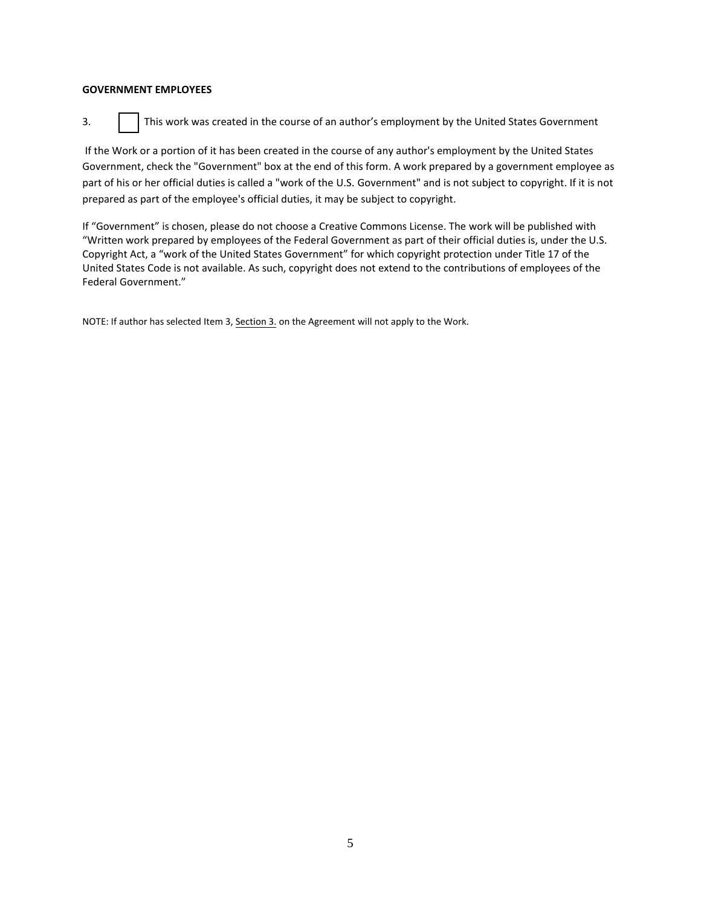**GOVERNMENT EMPLOYEES**

3. ☐ This work was created in the course of an author's employment by the United States Government

If the Work or a portion of it has been created in the course of any author's employment by the United States Government, check the "Government" box at the end of this form. A work prepared by a government employee as part of his or her official duties is called a "work of the U.S. Government" and is not subject to copyright. If it is not prepared as part of the employee's official duties, it may be subject to copyright.

If "Government" is chosen, please do not choose a Creative Commons License. The work will be published with "Written work prepared by employees of the Federal Government as part of their official duties is, under the U.S. Copyright Act, a "work of the United States Government" for which copyright protection under Title 17 of the United States Code is not available. As such, copyright does not extend to the contributions of employees of the Federal Government."

NOTE: If author has selected Item 3, Section 3. on the Agreement will not apply to the Work.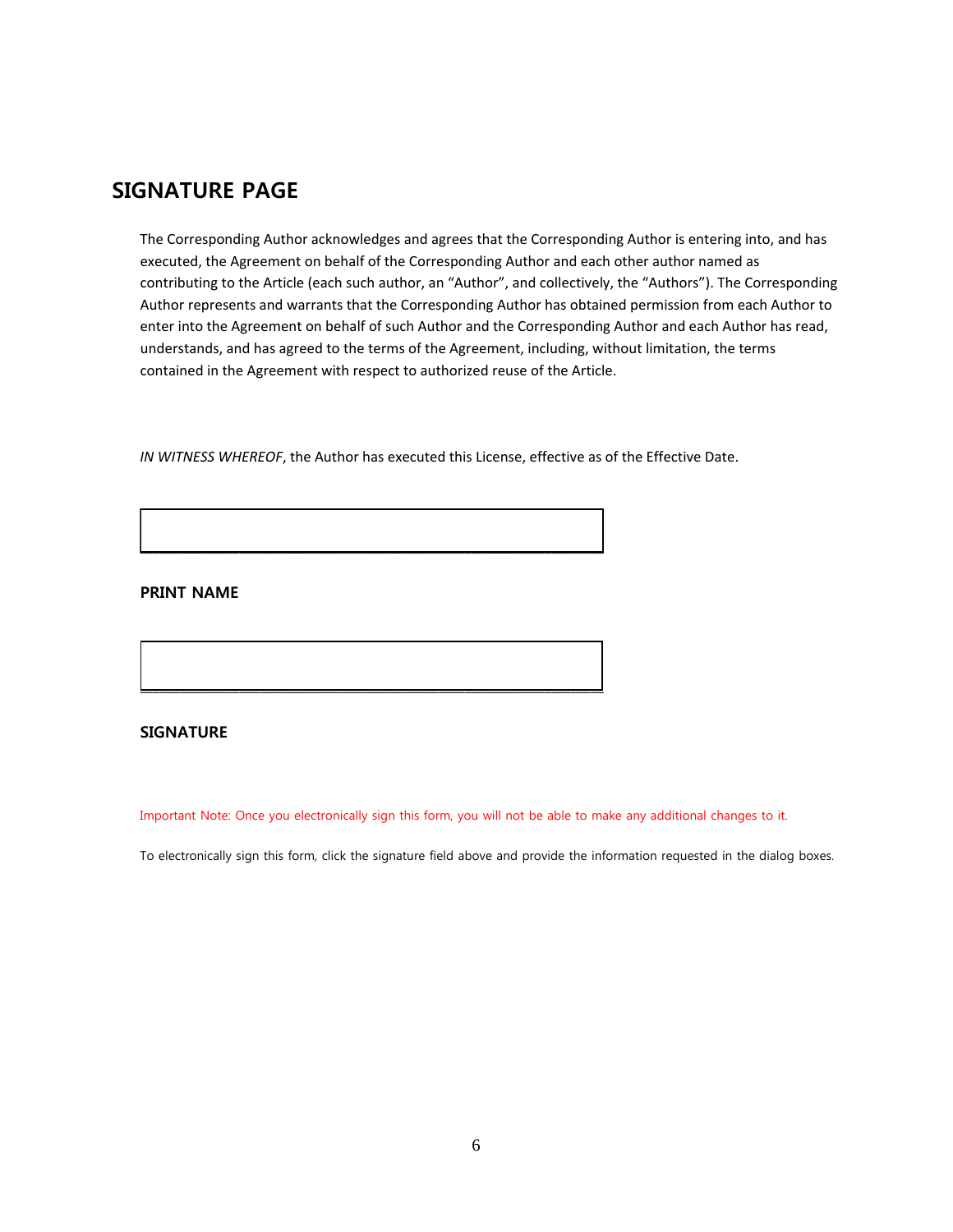## SIGNATURE PAGE

The Corresponding Author acknowledges and agrees that the Corresponding Author is entering into, and has executed, the Agreement on behalf of the Corresponding Author and each other author named as contributing to the Article (each such author, an "Author", and collectively, the "Authors"). The Corresponding Author represents and warrants that the Corresponding Author has obtained permission from each Author to enter into the Agreement on behalf of such Author and the Corresponding Author and each Author has read, understands, and has agreed to the terms of the Agreement, including, without limitation, the terms contained in the Agreement with respect to authorized reuse of the Article.

*IN WITNESS WHEREOF*, the Author has executed this License, effective as of the Effective Date.

\_\_\_\_\_\_\_\_\_\_\_\_\_\_\_\_\_\_\_\_\_\_\_\_\_\_\_\_\_\_\_\_\_\_\_\_\_\_\_\_

**PRINT NAME**

\_\_\_\_\_\_\_\_\_\_\_\_\_\_\_\_\_\_\_\_\_\_\_\_\_\_\_\_\_\_\_\_\_\_\_\_\_\_\_\_

**SIGNATURE**

Important Note: Once you electronically sign this form, you will not be able to make any additional changes to it.

To electronically sign this form, click the signature field above and provide the information requested in the dialog boxes.